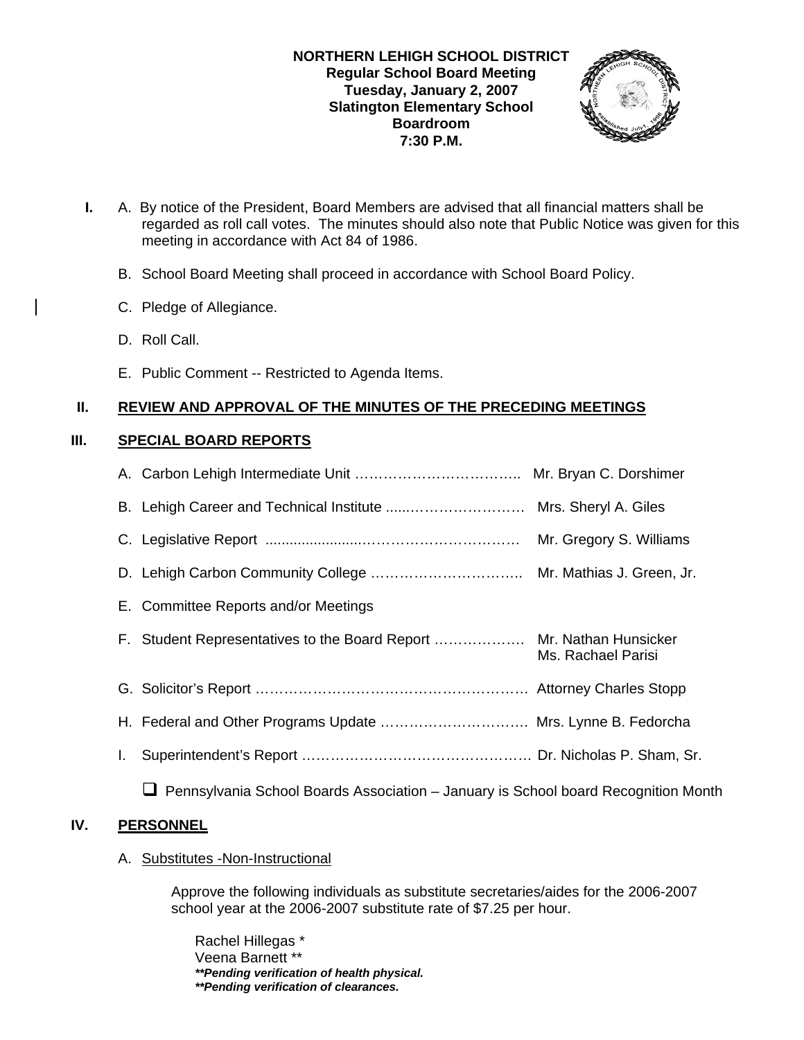**NORTHERN LEHIGH SCHOOL DISTRICT**
**Regular School Board Meeting**
**Tuesday, January 2, 2007**
**Slatington Elementary School**
**Boardroom**
**7:30 P.M.**

**I.** A. By notice of the President, Board Members are advised that all financial matters shall be regarded as roll call votes. The minutes should also note that Public Notice was given for this meeting in accordance with Act 84 of 1986.

B. School Board Meeting shall proceed in accordance with School Board Policy.

C. Pledge of Allegiance.

D. Roll Call.

E. Public Comment -- Restricted to Agenda Items.

## II. REVIEW AND APPROVAL OF THE MINUTES OF THE PRECEDING MEETINGS

## III. SPECIAL BOARD REPORTS

A. Carbon Lehigh Intermediate Unit …………………………….. Mr. Bryan C. Dorshimer

B. Lehigh Career and Technical Institute .....……………………… Mrs. Sheryl A. Giles

C. Legislative Report ......................…………………………… Mr. Gregory S. Williams

D. Lehigh Carbon Community College ………………………….. Mr. Mathias J. Green, Jr.

E. Committee Reports and/or Meetings

F. Student Representatives to the Board Report ………………. Mr. Nathan Hunsicker
Ms. Rachael Parisi

G. Solicitor's Report ………………………………………………. Attorney Charles Stopp

H. Federal and Other Programs Update …………………………. Mrs. Lynne B. Fedorcha

I. Superintendent's Report …………………………………………. Dr. Nicholas P. Sham, Sr.

- ❑ Pennsylvania School Boards Association – January is School board Recognition Month

## IV. PERSONNEL

A. Substitutes -Non-Instructional

Approve the following individuals as substitute secretaries/aides for the 2006-2007 school year at the 2006-2007 substitute rate of $7.25 per hour.

Rachel Hillegas *
Veena Barnett **
***\*\*Pending verification of health physical.***
***\*\*Pending verification of clearances.***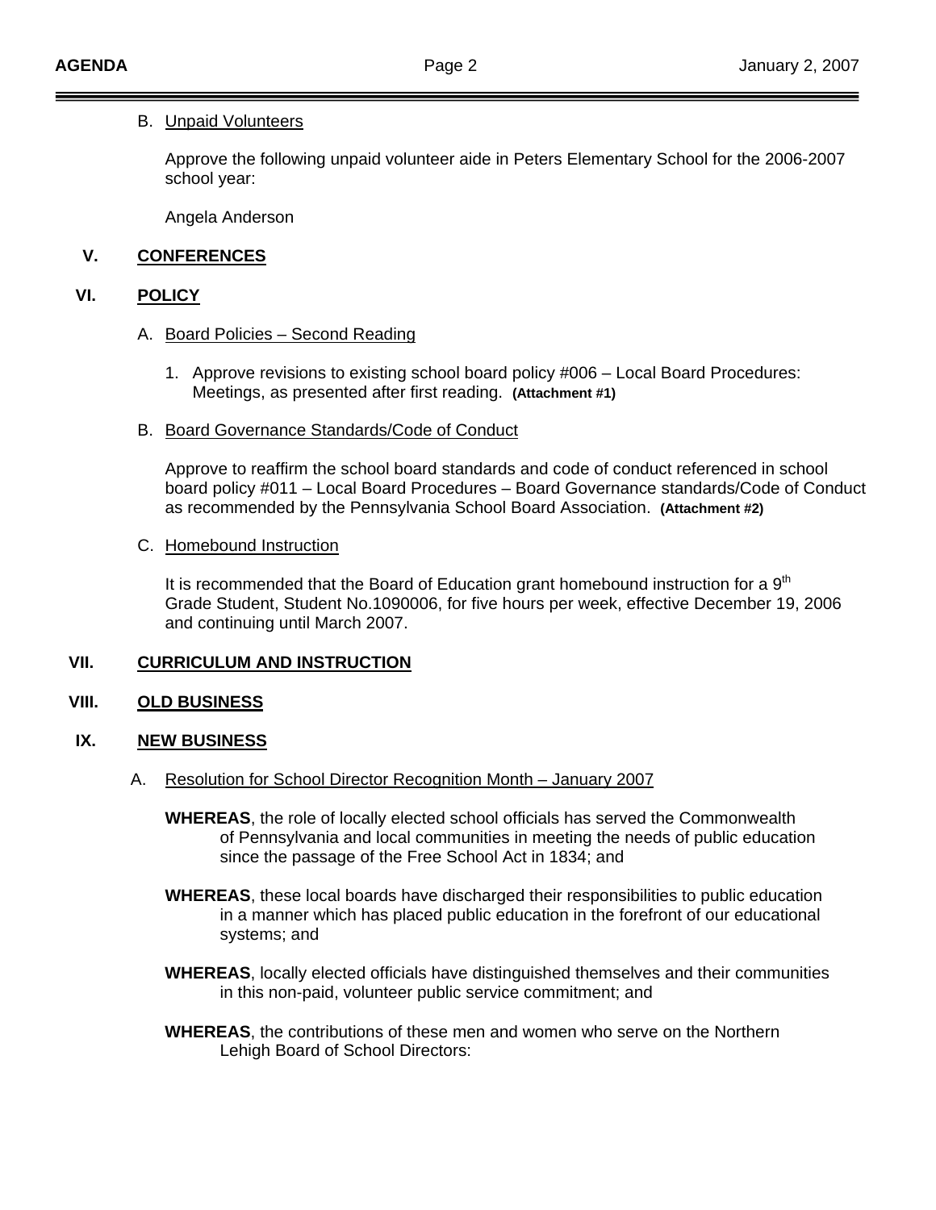B. Unpaid Volunteers

Approve the following unpaid volunteer aide in Peters Elementary School for the 2006-2007 school year:

Angela Anderson

## V. CONFERENCES

## VI. POLICY

A. Board Policies – Second Reading

1. Approve revisions to existing school board policy #006 – Local Board Procedures: Meetings, as presented after first reading. **(Attachment #1)**

B. Board Governance Standards/Code of Conduct

Approve to reaffirm the school board standards and code of conduct referenced in school board policy #011 – Local Board Procedures – Board Governance standards/Code of Conduct as recommended by the Pennsylvania School Board Association. **(Attachment #2)**

C. Homebound Instruction

It is recommended that the Board of Education grant homebound instruction for a 9th Grade Student, Student No.1090006, for five hours per week, effective December 19, 2006 and continuing until March 2007.

## VII. CURRICULUM AND INSTRUCTION

## VIII. OLD BUSINESS

## IX. NEW BUSINESS

A. Resolution for School Director Recognition Month – January 2007

**WHEREAS**, the role of locally elected school officials has served the Commonwealth of Pennsylvania and local communities in meeting the needs of public education since the passage of the Free School Act in 1834; and

**WHEREAS**, these local boards have discharged their responsibilities to public education in a manner which has placed public education in the forefront of our educational systems; and

**WHEREAS**, locally elected officials have distinguished themselves and their communities in this non-paid, volunteer public service commitment; and

**WHEREAS**, the contributions of these men and women who serve on the Northern Lehigh Board of School Directors: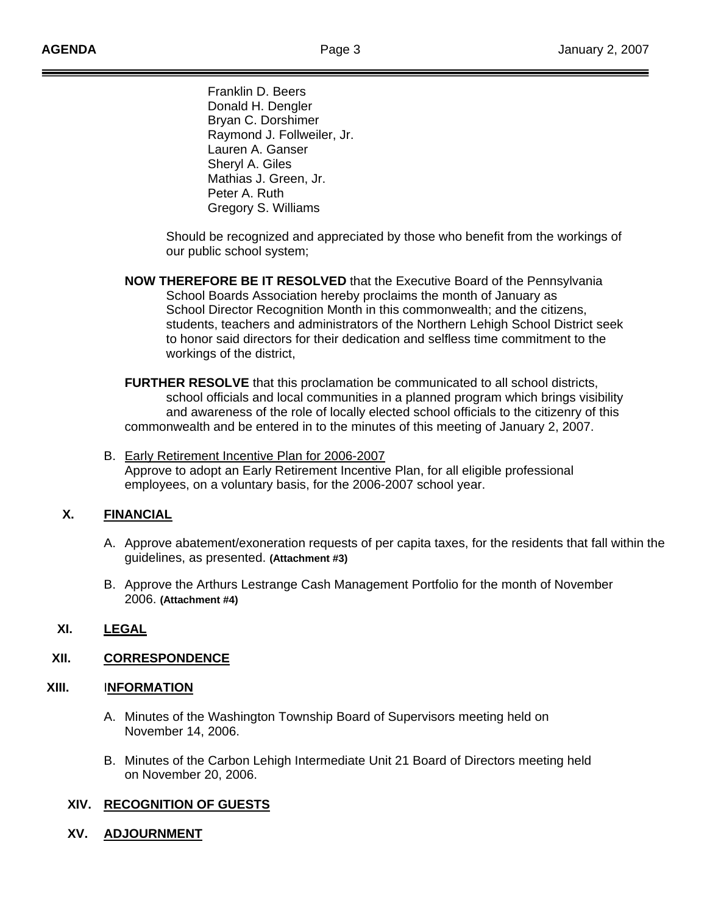Franklin D. Beers
Donald H. Dengler
Bryan C. Dorshimer
Raymond J. Follweiler, Jr.
Lauren A. Ganser
Sheryl A. Giles
Mathias J. Green, Jr.
Peter A. Ruth
Gregory S. Williams

Should be recognized and appreciated by those who benefit from the workings of our public school system;

**NOW THEREFORE BE IT RESOLVED** that the Executive Board of the Pennsylvania School Boards Association hereby proclaims the month of January as School Director Recognition Month in this commonwealth; and the citizens, students, teachers and administrators of the Northern Lehigh School District seek to honor said directors for their dedication and selfless time commitment to the workings of the district,

**FURTHER RESOLVE** that this proclamation be communicated to all school districts, school officials and local communities in a planned program which brings visibility and awareness of the role of locally elected school officials to the citizenry of this commonwealth and be entered in to the minutes of this meeting of January 2, 2007.

B. Early Retirement Incentive Plan for 2006-2007
Approve to adopt an Early Retirement Incentive Plan, for all eligible professional employees, on a voluntary basis, for the 2006-2007 school year.

## X. FINANCIAL

A. Approve abatement/exoneration requests of per capita taxes, for the residents that fall within the guidelines, as presented. **(Attachment #3)**

B. Approve the Arthurs Lestrange Cash Management Portfolio for the month of November 2006. **(Attachment #4)**

## XI. LEGAL

## XII. CORRESPONDENCE

## XIII. INFORMATION

A. Minutes of the Washington Township Board of Supervisors meeting held on November 14, 2006.

B. Minutes of the Carbon Lehigh Intermediate Unit 21 Board of Directors meeting held on November 20, 2006.

## XIV. RECOGNITION OF GUESTS

## XV. ADJOURNMENT